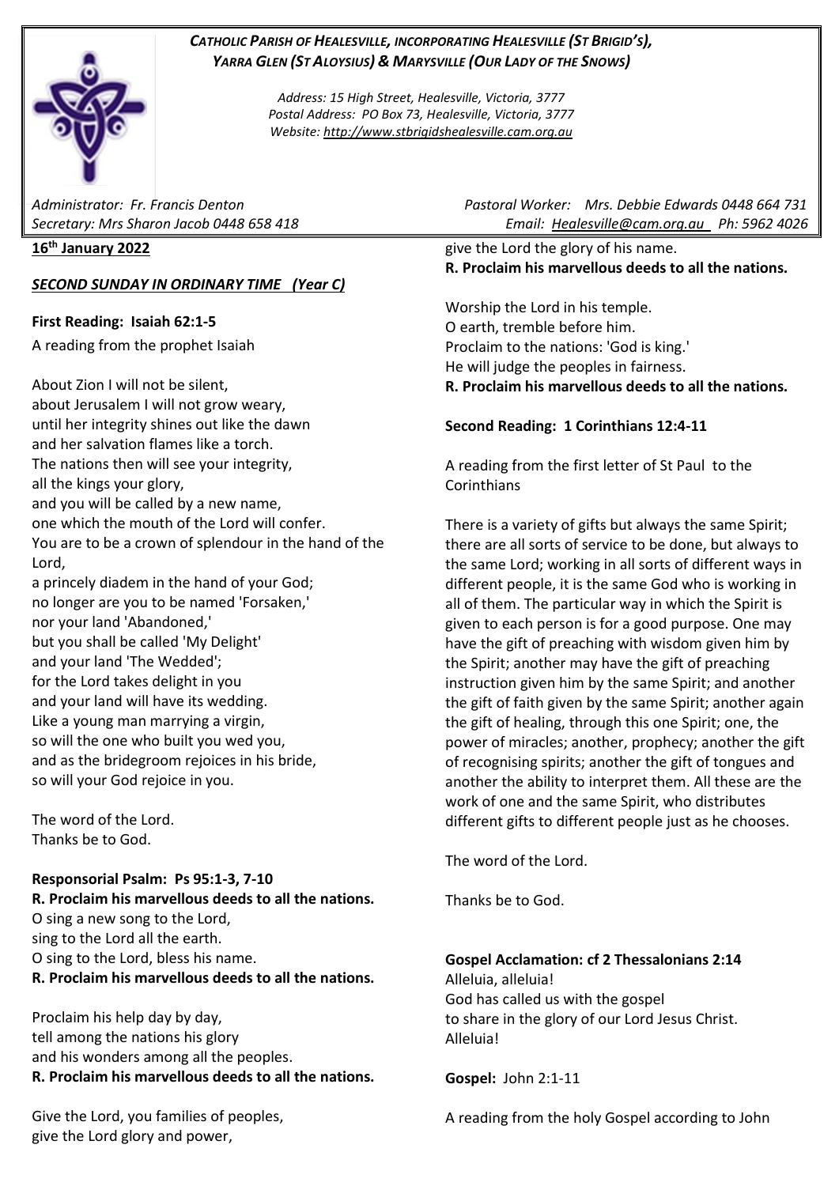***Catholic Parish of Healesville, incorporating Healesville (St Brigid's), Yarra Glen (St Aloysius) & Marysville (Our Lady of the Snows)***

*Address: 15 High Street, Healesville, Victoria, 3777*
*Postal Address: PO Box 73, Healesville, Victoria, 3777*
*Website: http://www.stbrigidshealesville.cam.org.au*

*Administrator: Fr. Francis Denton* — *Pastoral Worker: Mrs. Debbie Edwards 0448 664 731*
*Secretary: Mrs Sharon Jacob 0448 658 418* — *Email: Healesville@cam.org.au Ph: 5962 4026*

**16th January 2022**

***SECOND SUNDAY IN ORDINARY TIME (Year C)***

**First Reading: Isaiah 62:1-5**

A reading from the prophet Isaiah

About Zion I will not be silent,
about Jerusalem I will not grow weary,
until her integrity shines out like the dawn
and her salvation flames like a torch.
The nations then will see your integrity,
all the kings your glory,
and you will be called by a new name,
one which the mouth of the Lord will confer.
You are to be a crown of splendour in the hand of the Lord,
a princely diadem in the hand of your God;
no longer are you to be named 'Forsaken,'
nor your land 'Abandoned,'
but you shall be called 'My Delight'
and your land 'The Wedded';
for the Lord takes delight in you
and your land will have its wedding.
Like a young man marrying a virgin,
so will the one who built you wed you,
and as the bridegroom rejoices in his bride,
so will your God rejoice in you.

The word of the Lord.
Thanks be to God.

**Responsorial Psalm: Ps 95:1-3, 7-10**
**R. Proclaim his marvellous deeds to all the nations.**
O sing a new song to the Lord,
sing to the Lord all the earth.
O sing to the Lord, bless his name.
**R. Proclaim his marvellous deeds to all the nations.**

Proclaim his help day by day,
tell among the nations his glory
and his wonders among all the peoples.
**R. Proclaim his marvellous deeds to all the nations.**

Give the Lord, you families of peoples,
give the Lord glory and power,
give the Lord the glory of his name.
**R. Proclaim his marvellous deeds to all the nations.**

Worship the Lord in his temple.
O earth, tremble before him.
Proclaim to the nations: 'God is king.'
He will judge the peoples in fairness.
**R. Proclaim his marvellous deeds to all the nations.**

**Second Reading: 1 Corinthians 12:4-11**

A reading from the first letter of St Paul to the Corinthians

There is a variety of gifts but always the same Spirit; there are all sorts of service to be done, but always to the same Lord; working in all sorts of different ways in different people, it is the same God who is working in all of them. The particular way in which the Spirit is given to each person is for a good purpose. One may have the gift of preaching with wisdom given him by the Spirit; another may have the gift of preaching instruction given him by the same Spirit; and another the gift of faith given by the same Spirit; another again the gift of healing, through this one Spirit; one, the power of miracles; another, prophecy; another the gift of recognising spirits; another the gift of tongues and another the ability to interpret them. All these are the work of one and the same Spirit, who distributes different gifts to different people just as he chooses.

The word of the Lord.

Thanks be to God.

**Gospel Acclamation: cf 2 Thessalonians 2:14**
Alleluia, alleluia!
God has called us with the gospel
to share in the glory of our Lord Jesus Christ.
Alleluia!

**Gospel:** John 2:1-11

A reading from the holy Gospel according to John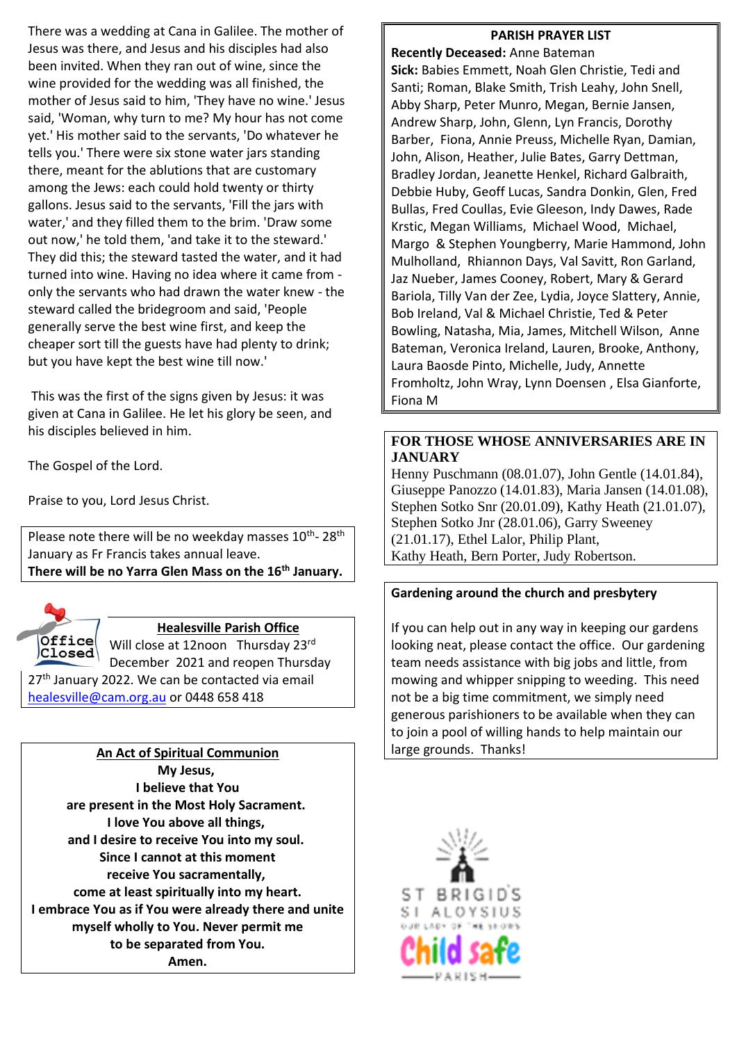There was a wedding at Cana in Galilee. The mother of Jesus was there, and Jesus and his disciples had also been invited. When they ran out of wine, since the wine provided for the wedding was all finished, the mother of Jesus said to him, 'They have no wine.' Jesus said, 'Woman, why turn to me? My hour has not come yet.' His mother said to the servants, 'Do whatever he tells you.' There were six stone water jars standing there, meant for the ablutions that are customary among the Jews: each could hold twenty or thirty gallons. Jesus said to the servants, 'Fill the jars with water,' and they filled them to the brim. 'Draw some out now,' he told them, 'and take it to the steward.' They did this; the steward tasted the water, and it had turned into wine. Having no idea where it came from - only the servants who had drawn the water knew - the steward called the bridegroom and said, 'People generally serve the best wine first, and keep the cheaper sort till the guests have had plenty to drink; but you have kept the best wine till now.'

This was the first of the signs given by Jesus: it was given at Cana in Galilee. He let his glory be seen, and his disciples believed in him.

The Gospel of the Lord.

Praise to you, Lord Jesus Christ.

Please note there will be no weekday masses 10th- 28th January as Fr Francis takes annual leave.
**There will be no Yarra Glen Mass on the 16th January.**

**Healesville Parish Office**

Office Closed

Will close at 12noon Thursday 23rd December 2021 and reopen Thursday 27th January 2022. We can be contacted via email healesville@cam.org.au or 0448 658 418

**An Act of Spiritual Communion**

**My Jesus,**
**I believe that You**
**are present in the Most Holy Sacrament.**
**I love You above all things,**
**and I desire to receive You into my soul.**
**Since I cannot at this moment**
**receive You sacramentally,**
**come at least spiritually into my heart.**
**I embrace You as if You were already there and unite myself wholly to You. Never permit me**
**to be separated from You.**
**Amen.**

**PARISH PRAYER LIST**

**Recently Deceased:** Anne Bateman

**Sick:** Babies Emmett, Noah Glen Christie, Tedi and Santi; Roman, Blake Smith, Trish Leahy, John Snell, Abby Sharp, Peter Munro, Megan, Bernie Jansen, Andrew Sharp, John, Glenn, Lyn Francis, Dorothy Barber, Fiona, Annie Preuss, Michelle Ryan, Damian, John, Alison, Heather, Julie Bates, Garry Dettman, Bradley Jordan, Jeanette Henkel, Richard Galbraith, Debbie Huby, Geoff Lucas, Sandra Donkin, Glen, Fred Bullas, Fred Coullas, Evie Gleeson, Indy Dawes, Rade Krstic, Megan Williams, Michael Wood, Michael, Margo & Stephen Youngberry, Marie Hammond, John Mulholland, Rhiannon Days, Val Savitt, Ron Garland, Jaz Nueber, James Cooney, Robert, Mary & Gerard Bariola, Tilly Van der Zee, Lydia, Joyce Slattery, Annie, Bob Ireland, Val & Michael Christie, Ted & Peter Bowling, Natasha, Mia, James, Mitchell Wilson, Anne Bateman, Veronica Ireland, Lauren, Brooke, Anthony, Laura Baosde Pinto, Michelle, Judy, Annette Fromholtz, John Wray, Lynn Doensen , Elsa Gianforte, Fiona M

**FOR THOSE WHOSE ANNIVERSARIES ARE IN JANUARY**

Henny Puschmann (08.01.07), John Gentle (14.01.84), Giuseppe Panozzo (14.01.83), Maria Jansen (14.01.08), Stephen Sotko Snr (20.01.09), Kathy Heath (21.01.07), Stephen Sotko Jnr (28.01.06), Garry Sweeney (21.01.17), Ethel Lalor, Philip Plant, Kathy Heath, Bern Porter, Judy Robertson.

**Gardening around the church and presbytery**

If you can help out in any way in keeping our gardens looking neat, please contact the office. Our gardening team needs assistance with big jobs and little, from mowing and whipper snipping to weeding. This need not be a big time commitment, we simply need generous parishioners to be available when they can to join a pool of willing hands to help maintain our large grounds. Thanks!

ST BRIGID'S
ST ALOYSIUS
OUR LADY OF THE SNOWS
Child safe
PARISH